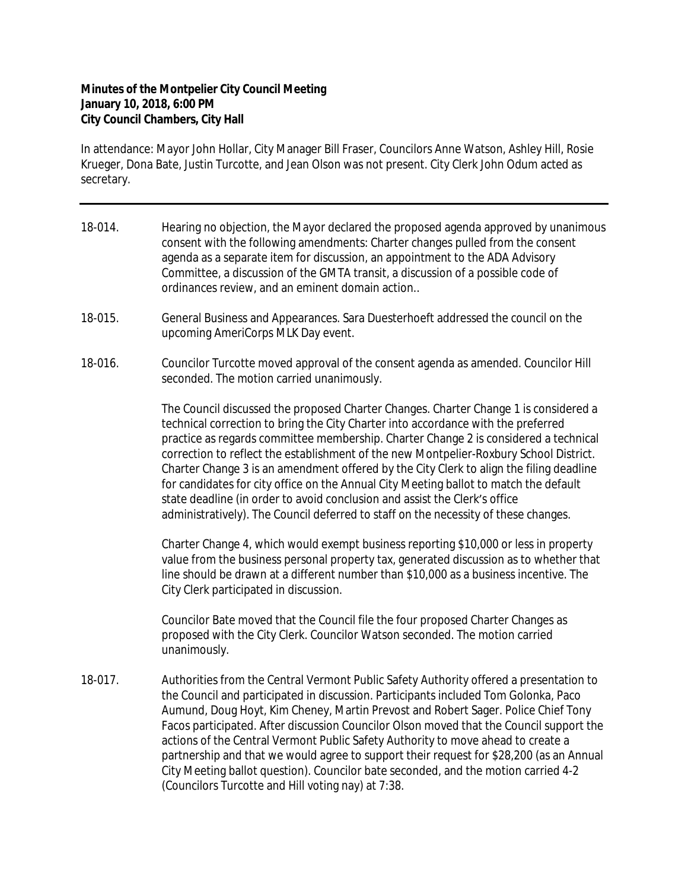**Minutes of the Montpelier City Council Meeting**
**January 10, 2018, 6:00 PM**
**City Council Chambers, City Hall**

In attendance: Mayor John Hollar, City Manager Bill Fraser, Councilors Anne Watson, Ashley Hill, Rosie Krueger, Dona Bate, Justin Turcotte, and Jean Olson was not present. City Clerk John Odum acted as secretary.

---

18-014. Hearing no objection, the Mayor declared the proposed agenda approved by unanimous consent with the following amendments: Charter changes pulled from the consent agenda as a separate item for discussion, an appointment to the ADA Advisory Committee, a discussion of the GMTA transit, a discussion of a possible code of ordinances review, and an eminent domain action..

18-015. General Business and Appearances. Sara Duesterhoeft addressed the council on the upcoming AmeriCorps MLK Day event.

18-016. Councilor Turcotte moved approval of the consent agenda as amended. Councilor Hill seconded. The motion carried unanimously.

The Council discussed the proposed Charter Changes. Charter Change 1 is considered a technical correction to bring the City Charter into accordance with the preferred practice as regards committee membership. Charter Change 2 is considered a technical correction to reflect the establishment of the new Montpelier-Roxbury School District. Charter Change 3 is an amendment offered by the City Clerk to align the filing deadline for candidates for city office on the Annual City Meeting ballot to match the default state deadline (in order to avoid conclusion and assist the Clerk's office administratively). The Council deferred to staff on the necessity of these changes.

Charter Change 4, which would exempt business reporting $10,000 or less in property value from the business personal property tax, generated discussion as to whether that line should be drawn at a different number than $10,000 as a business incentive. The City Clerk participated in discussion.

Councilor Bate moved that the Council file the four proposed Charter Changes as proposed with the City Clerk. Councilor Watson seconded. The motion carried unanimously.

18-017. Authorities from the Central Vermont Public Safety Authority offered a presentation to the Council and participated in discussion. Participants included Tom Golonka, Paco Aumund, Doug Hoyt, Kim Cheney, Martin Prevost and Robert Sager. Police Chief Tony Facos participated. After discussion Councilor Olson moved that the Council support the actions of the Central Vermont Public Safety Authority to move ahead to create a partnership and that we would agree to support their request for $28,200 (as an Annual City Meeting ballot question). Councilor bate seconded, and the motion carried 4-2 (Councilors Turcotte and Hill voting nay) at 7:38.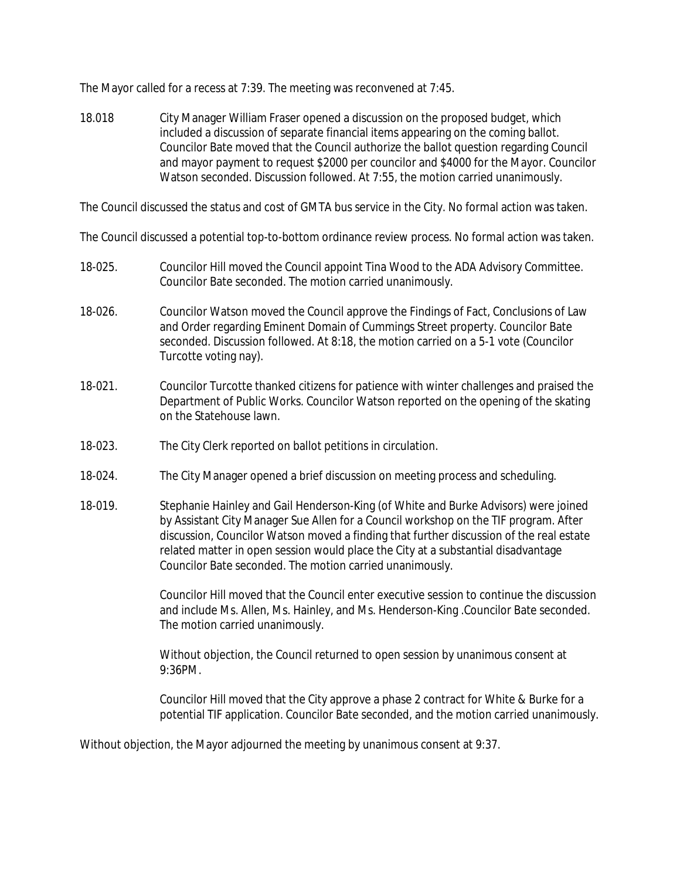The Mayor called for a recess at 7:39. The meeting was reconvened at 7:45.

18.018 City Manager William Fraser opened a discussion on the proposed budget, which included a discussion of separate financial items appearing on the coming ballot. Councilor Bate moved that the Council authorize the ballot question regarding Council and mayor payment to request $2000 per councilor and $4000 for the Mayor. Councilor Watson seconded. Discussion followed. At 7:55, the motion carried unanimously.

The Council discussed the status and cost of GMTA bus service in the City. No formal action was taken.

The Council discussed a potential top-to-bottom ordinance review process. No formal action was taken.

18-025. Councilor Hill moved the Council appoint Tina Wood to the ADA Advisory Committee. Councilor Bate seconded. The motion carried unanimously.

18-026. Councilor Watson moved the Council approve the Findings of Fact, Conclusions of Law and Order regarding Eminent Domain of Cummings Street property. Councilor Bate seconded. Discussion followed. At 8:18, the motion carried on a 5-1 vote (Councilor Turcotte voting nay).

18-021. Councilor Turcotte thanked citizens for patience with winter challenges and praised the Department of Public Works. Councilor Watson reported on the opening of the skating on the Statehouse lawn.

18-023. The City Clerk reported on ballot petitions in circulation.

18-024. The City Manager opened a brief discussion on meeting process and scheduling.

18-019. Stephanie Hainley and Gail Henderson-King (of White and Burke Advisors) were joined by Assistant City Manager Sue Allen for a Council workshop on the TIF program. After discussion, Councilor Watson moved a finding that further discussion of the real estate related matter in open session would place the City at a substantial disadvantage Councilor Bate seconded. The motion carried unanimously.

Councilor Hill moved that the Council enter executive session to continue the discussion and include Ms. Allen, Ms. Hainley, and Ms. Henderson-King .Councilor Bate seconded. The motion carried unanimously.

Without objection, the Council returned to open session by unanimous consent at 9:36PM.

Councilor Hill moved that the City approve a phase 2 contract for White & Burke for a potential TIF application. Councilor Bate seconded, and the motion carried unanimously.

Without objection, the Mayor adjourned the meeting by unanimous consent at 9:37.